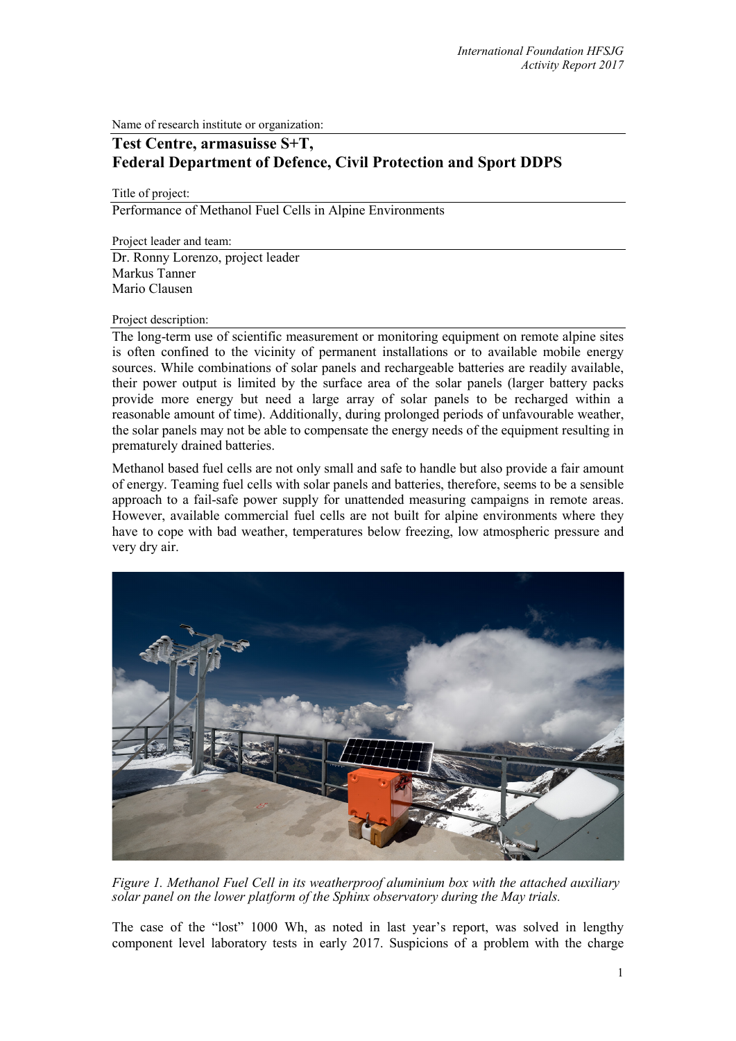Name of research institute or organization:

**Test Centre, armasuisse S+T,**
**Federal Department of Defence, Civil Protection and Sport DDPS**

Title of project:

Performance of Methanol Fuel Cells in Alpine Environments

Project leader and team:

Dr. Ronny Lorenzo, project leader
Markus Tanner
Mario Clausen

Project description:

The long-term use of scientific measurement or monitoring equipment on remote alpine sites is often confined to the vicinity of permanent installations or to available mobile energy sources. While combinations of solar panels and rechargeable batteries are readily available, their power output is limited by the surface area of the solar panels (larger battery packs provide more energy but need a large array of solar panels to be recharged within a reasonable amount of time). Additionally, during prolonged periods of unfavourable weather, the solar panels may not be able to compensate the energy needs of the equipment resulting in prematurely drained batteries.

Methanol based fuel cells are not only small and safe to handle but also provide a fair amount of energy. Teaming fuel cells with solar panels and batteries, therefore, seems to be a sensible approach to a fail-safe power supply for unattended measuring campaigns in remote areas. However, available commercial fuel cells are not built for alpine environments where they have to cope with bad weather, temperatures below freezing, low atmospheric pressure and very dry air.

*Figure 1. Methanol Fuel Cell in its weatherproof aluminium box with the attached auxiliary solar panel on the lower platform of the Sphinx observatory during the May trials.*

The case of the "lost" 1000 Wh, as noted in last year's report, was solved in lengthy component level laboratory tests in early 2017. Suspicions of a problem with the charge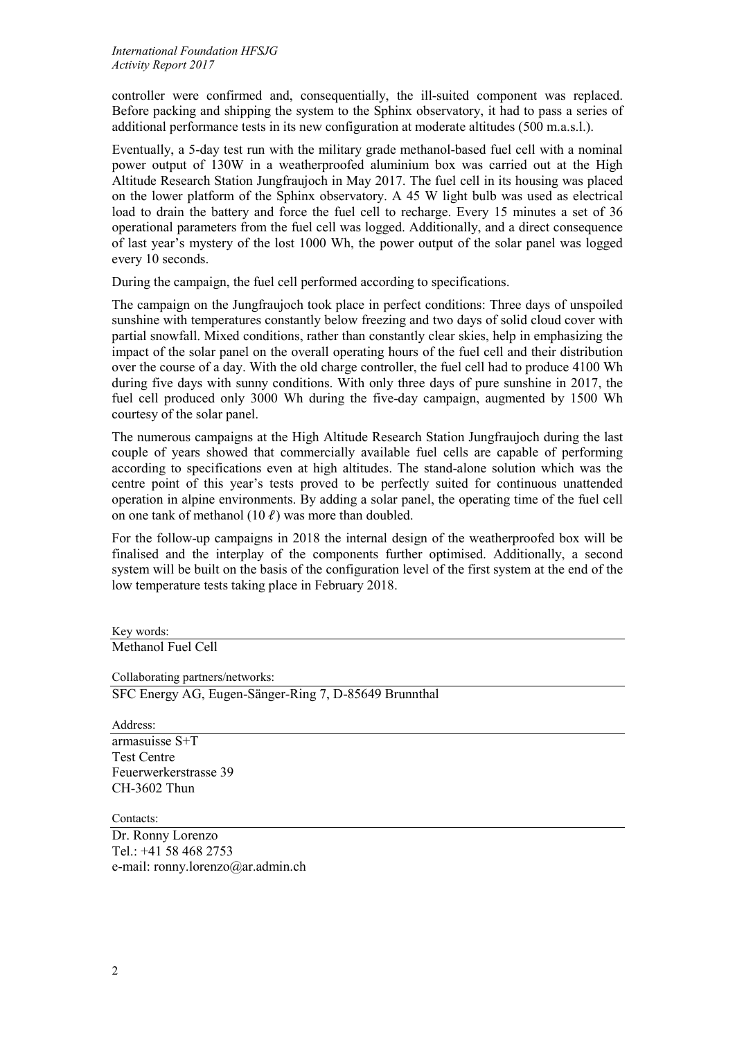controller were confirmed and, consequentially, the ill-suited component was replaced. Before packing and shipping the system to the Sphinx observatory, it had to pass a series of additional performance tests in its new configuration at moderate altitudes (500 m.a.s.l.).

Eventually, a 5-day test run with the military grade methanol-based fuel cell with a nominal power output of 130W in a weatherproofed aluminium box was carried out at the High Altitude Research Station Jungfraujoch in May 2017. The fuel cell in its housing was placed on the lower platform of the Sphinx observatory. A 45 W light bulb was used as electrical load to drain the battery and force the fuel cell to recharge. Every 15 minutes a set of 36 operational parameters from the fuel cell was logged. Additionally, and a direct consequence of last year's mystery of the lost 1000 Wh, the power output of the solar panel was logged every 10 seconds.

During the campaign, the fuel cell performed according to specifications.

The campaign on the Jungfraujoch took place in perfect conditions: Three days of unspoiled sunshine with temperatures constantly below freezing and two days of solid cloud cover with partial snowfall. Mixed conditions, rather than constantly clear skies, help in emphasizing the impact of the solar panel on the overall operating hours of the fuel cell and their distribution over the course of a day. With the old charge controller, the fuel cell had to produce 4100 Wh during five days with sunny conditions. With only three days of pure sunshine in 2017, the fuel cell produced only 3000 Wh during the five-day campaign, augmented by 1500 Wh courtesy of the solar panel.

The numerous campaigns at the High Altitude Research Station Jungfraujoch during the last couple of years showed that commercially available fuel cells are capable of performing according to specifications even at high altitudes. The stand-alone solution which was the centre point of this year's tests proved to be perfectly suited for continuous unattended operation in alpine environments. By adding a solar panel, the operating time of the fuel cell on one tank of methanol (10 ℓ) was more than doubled.

For the follow-up campaigns in 2018 the internal design of the weatherproofed box will be finalised and the interplay of the components further optimised. Additionally, a second system will be built on the basis of the configuration level of the first system at the end of the low temperature tests taking place in February 2018.

Key words:

Methanol Fuel Cell

Collaborating partners/networks:

SFC Energy AG, Eugen-Sänger-Ring 7, D-85649 Brunnthal

Address:

armasuisse S+T
Test Centre
Feuerwerkerstrasse 39
CH-3602 Thun

Contacts:

Dr. Ronny Lorenzo
Tel.: +41 58 468 2753
e-mail: ronny.lorenzo@ar.admin.ch